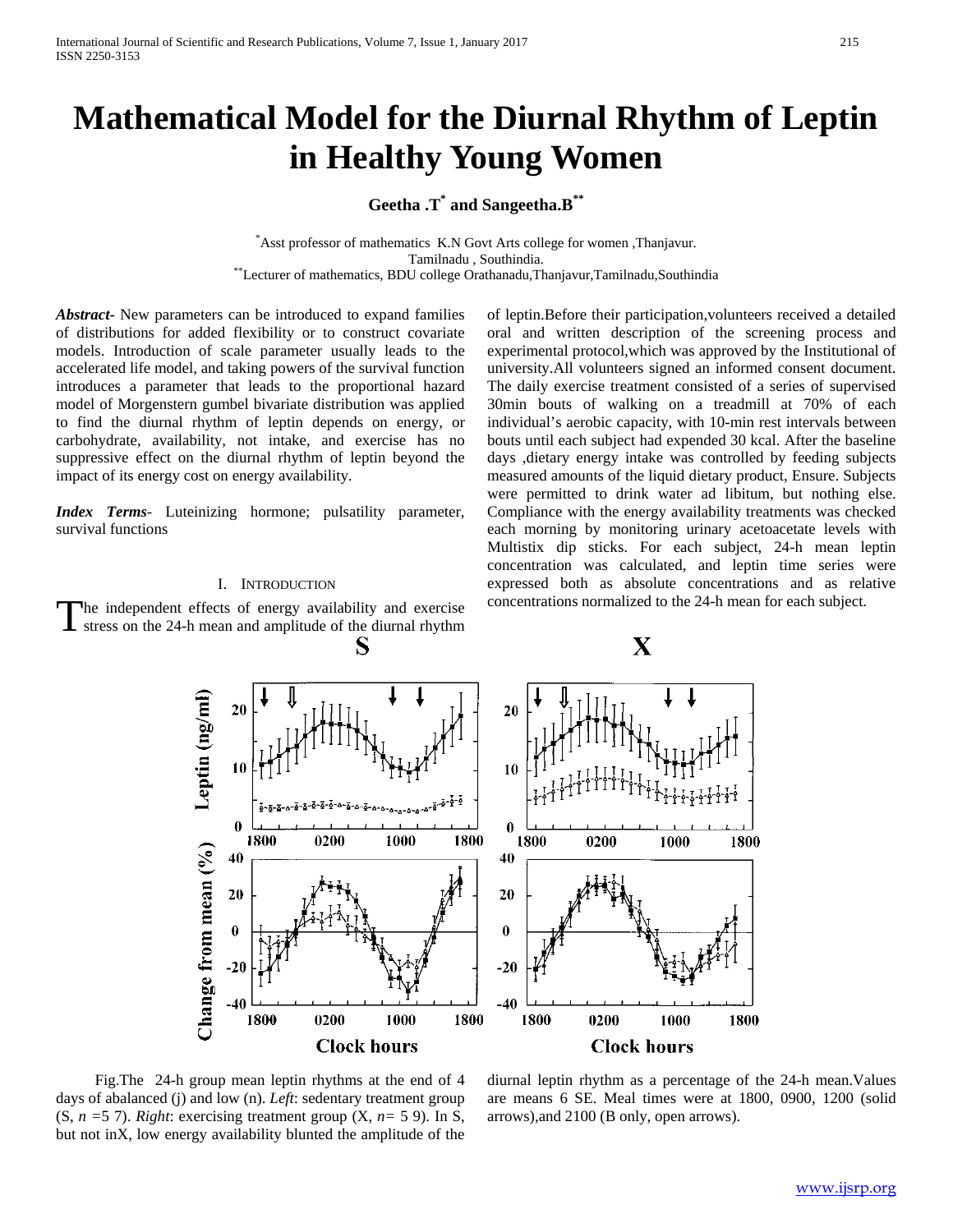# Mathematical Model for the Diurnal Rhythm of Leptin in Healthy Young Women

**Geetha .T[*] and Sangeetha.B[**]**

[*]Asst professor of mathematics K.N Govt Arts college for women ,Thanjavur. Tamilnadu , Southindia.
[**]Lecturer of mathematics, BDU college Orathanadu,Thanjavur,Tamilnadu,Southindia

***Abstract***- New parameters can be introduced to expand families of distributions for added flexibility or to construct covariate models. Introduction of scale parameter usually leads to the accelerated life model, and taking powers of the survival function introduces a parameter that leads to the proportional hazard model of Morgenstern gumbel bivariate distribution was applied to find the diurnal rhythm of leptin depends on energy, or carbohydrate, availability, not intake, and exercise has no suppressive effect on the diurnal rhythm of leptin beyond the impact of its energy cost on energy availability.

***Index Terms***- Luteinizing hormone; pulsatility parameter, survival functions

## I. Introduction

The independent effects of energy availability and exercise stress on the 24-h mean and amplitude of the diurnal rhythm of leptin.Before their participation,volunteers received a detailed oral and written description of the screening process and experimental protocol,which was approved by the Institutional of university.All volunteers signed an informed consent document. The daily exercise treatment consisted of a series of supervised 30min bouts of walking on a treadmill at 70% of each individual's aerobic capacity, with 10-min rest intervals between bouts until each subject had expended 30 kcal. After the baseline days ,dietary energy intake was controlled by feeding subjects measured amounts of the liquid dietary product, Ensure. Subjects were permitted to drink water ad libitum, but nothing else. Compliance with the energy availability treatments was checked each morning by monitoring urinary acetoacetate levels with Multistix dip sticks. For each subject, 24-h mean leptin concentration was calculated, and leptin time series were expressed both as absolute concentrations and as relative concentrations normalized to the 24-h mean for each subject.

Fig.The 24-h group mean leptin rhythms at the end of 4 days of abalanced (j) and low (n). *Left*: sedentary treatment group (S, *n* =5 7). *Right*: exercising treatment group (X, *n*= 5 9). In S, but not inX, low energy availability blunted the amplitude of the diurnal leptin rhythm as a percentage of the 24-h mean.Values are means 6 SE. Meal times were at 1800, 0900, 1200 (solid arrows),and 2100 (B only, open arrows).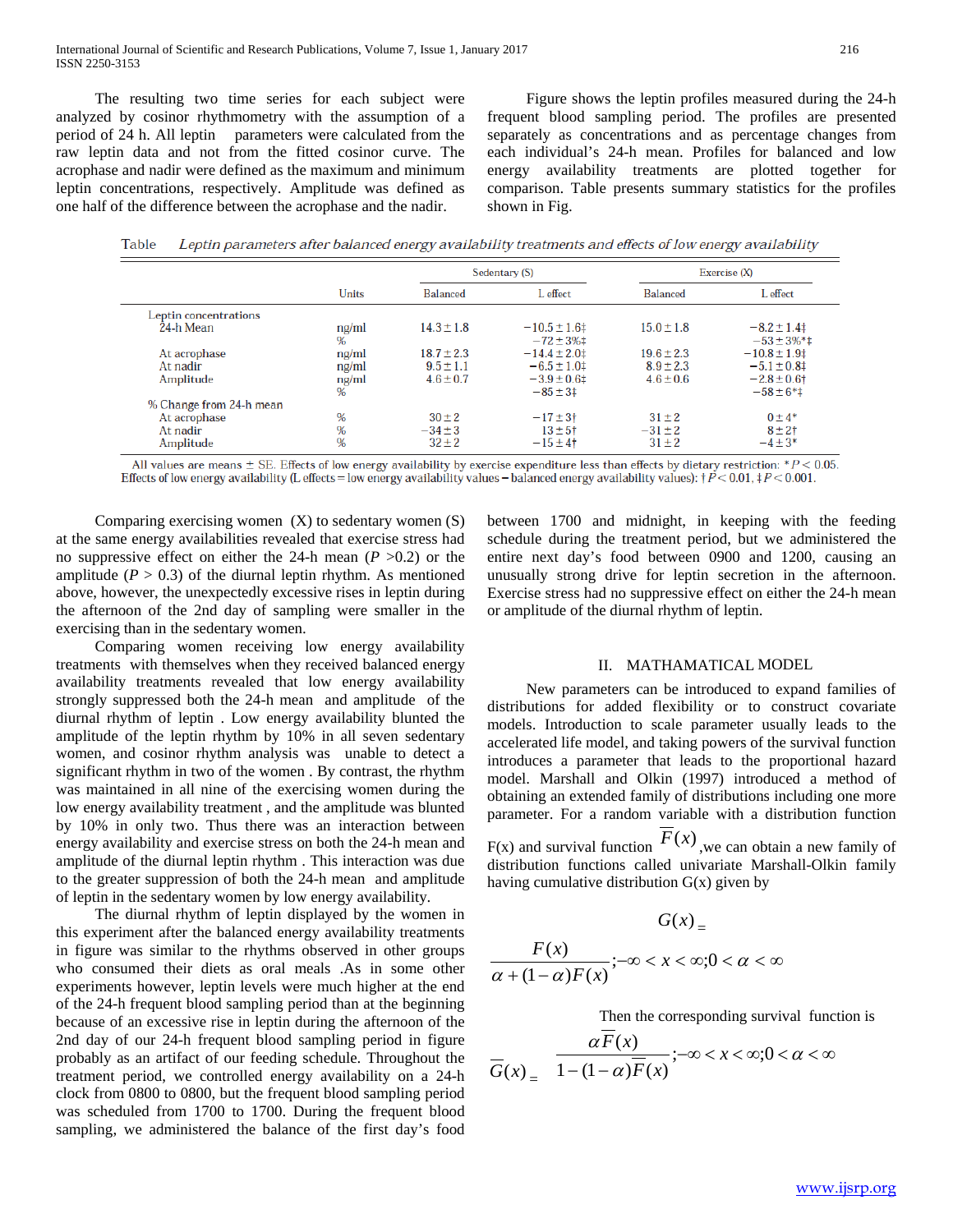The resulting two time series for each subject were analyzed by cosinor rhythmometry with the assumption of a period of 24 h. All leptin parameters were calculated from the raw leptin data and not from the fitted cosinor curve. The acrophase and nadir were defined as the maximum and minimum leptin concentrations, respectively. Amplitude was defined as one half of the difference between the acrophase and the nadir.

Figure shows the leptin profiles measured during the 24-h frequent blood sampling period. The profiles are presented separately as concentrations and as percentage changes from each individual's 24-h mean. Profiles for balanced and low energy availability treatments are plotted together for comparison. Table presents summary statistics for the profiles shown in Fig.

Table *Leptin parameters after balanced energy availability treatments and effects of low energy availability*

| | Units | Sedentary (S) | | Exercise (X) | |
|---|---|---|---|---|---|
| | | Balanced | L effect | Balanced | L effect |
| Leptin concentrations | | | | | |
| 24-h Mean | ng/ml | 14.3 ± 1.8 | −10.5 ± 1.6‡ | 15.0 ± 1.8 | −8.2 ± 1.4‡ |
| | % | | −72 ± 3%‡ | | −53 ± 3%*‡ |
| At acrophase | ng/ml | 18.7 ± 2.3 | −14.4 ± 2.0‡ | 19.6 ± 2.3 | −10.8 ± 1.9‡ |
| At nadir | ng/ml | 9.5 ± 1.1 | −6.5 ± 1.0‡ | 8.9 ± 2.3 | −5.1 ± 0.8‡ |
| Amplitude | ng/ml | 4.6 ± 0.7 | −3.9 ± 0.6‡ | 4.6 ± 0.6 | −2.8 ± 0.6† |
| | % | | −85 ± 3‡ | | −58 ± 6*‡ |
| % Change from 24-h mean | | | | | |
| At acrophase | % | 30 ± 2 | −17 ± 3† | 31 ± 2 | 0 ± 4* |
| At nadir | % | −34 ± 3 | 13 ± 5† | −31 ± 2 | 8 ± 2† |
| Amplitude | % | 32 ± 2 | −15 ± 4† | 31 ± 2 | −4 ± 3* |

All values are means ± SE. Effects of low energy availability by exercise expenditure less than effects by dietary restriction: $*P < 0.05$. Effects of low energy availability (L effects = low energy availability values − balanced energy availability values): $†P < 0.01$, $‡P < 0.001$.

Comparing exercising women (X) to sedentary women (S) at the same energy availabilities revealed that exercise stress had no suppressive effect on either the 24-h mean ($P$ >0.2) or the amplitude ($P$ > 0.3) of the diurnal leptin rhythm. As mentioned above, however, the unexpectedly excessive rises in leptin during the afternoon of the 2nd day of sampling were smaller in the exercising than in the sedentary women.

Comparing women receiving low energy availability treatments with themselves when they received balanced energy availability treatments revealed that low energy availability strongly suppressed both the 24-h mean and amplitude of the diurnal rhythm of leptin . Low energy availability blunted the amplitude of the leptin rhythm by 10% in all seven sedentary women, and cosinor rhythm analysis was unable to detect a significant rhythm in two of the women . By contrast, the rhythm was maintained in all nine of the exercising women during the low energy availability treatment , and the amplitude was blunted by 10% in only two. Thus there was an interaction between energy availability and exercise stress on both the 24-h mean and amplitude of the diurnal leptin rhythm . This interaction was due to the greater suppression of both the 24-h mean and amplitude of leptin in the sedentary women by low energy availability.

The diurnal rhythm of leptin displayed by the women in this experiment after the balanced energy availability treatments in figure was similar to the rhythms observed in other groups who consumed their diets as oral meals .As in some other experiments however, leptin levels were much higher at the end of the 24-h frequent blood sampling period than at the beginning because of an excessive rise in leptin during the afternoon of the 2nd day of our 24-h frequent blood sampling period in figure probably as an artifact of our feeding schedule. Throughout the treatment period, we controlled energy availability on a 24-h clock from 0800 to 0800, but the frequent blood sampling period was scheduled from 1700 to 1700. During the frequent blood sampling, we administered the balance of the first day's food between 1700 and midnight, in keeping with the feeding schedule during the treatment period, but we administered the entire next day's food between 0900 and 1200, causing an unusually strong drive for leptin secretion in the afternoon. Exercise stress had no suppressive effect on either the 24-h mean or amplitude of the diurnal rhythm of leptin.

## II. MATHAMATICAL MODEL

New parameters can be introduced to expand families of distributions for added flexibility or to construct covariate models. Introduction to scale parameter usually leads to the accelerated life model, and taking powers of the survival function introduces a parameter that leads to the proportional hazard model. Marshall and Olkin (1997) introduced a method of obtaining an extended family of distributions including one more parameter. For a random variable with a distribution function F(x) and survival function $\overline{F}(x)$ ,we can obtain a new family of distribution functions called univariate Marshall-Olkin family having cumulative distribution G(x) given by

$$G(x) = \frac{F(x)}{\alpha + (1-\alpha)F(x)}; -\infty < x < \infty; 0 < \alpha < \infty$$

Then the corresponding survival function is

$$\overline{G}(x) = \frac{\alpha \overline{F}(x)}{1-(1-\alpha)\overline{F}(x)}; -\infty < x < \infty; 0 < \alpha < \infty$$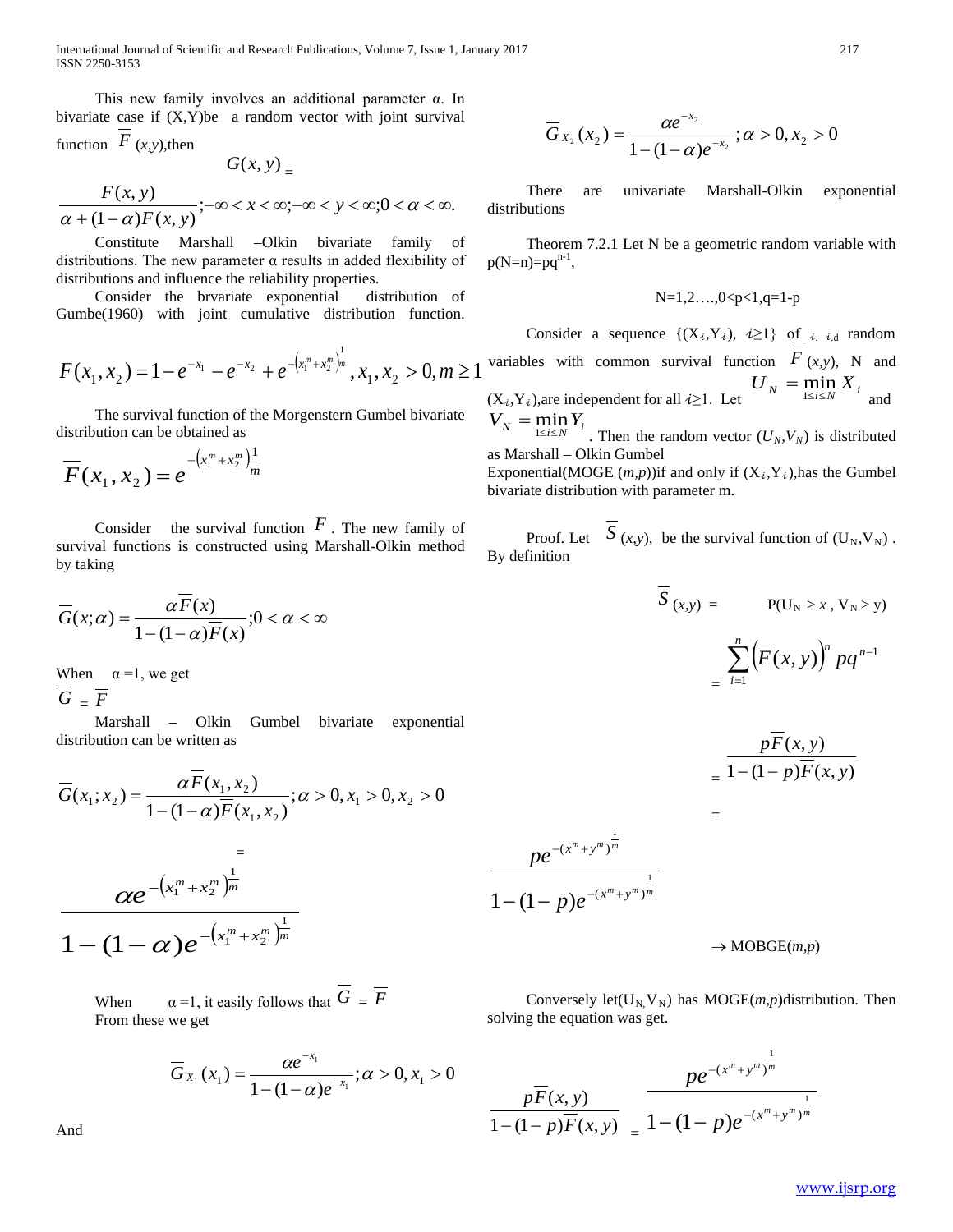This new family involves an additional parameter α. In bivariate case if (X,Y)be a random vector with joint survival function $\overline{F}$ (*x*,*y*),then

$$G(x,y) = \frac{F(x,y)}{\alpha+(1-\alpha)F(x,y)};-\infty<x<\infty;-\infty<y<\infty;0<\alpha<\infty.$$

Constitute Marshall –Olkin bivariate family of distributions. The new parameter α results in added flexibility of distributions and influence the reliability properties.

Consider the brvariate exponential distribution of Gumbe(1960) with joint cumulative distribution function.

$$F(x_1,x_2)=1-e^{-x_1}-e^{-x_2}+e^{-\left(x_1^m+x_2^m\right)^{\frac{1}{m}}},x_1,x_2>0,m\geq 1$$

The survival function of the Morgenstern Gumbel bivariate distribution can be obtained as

$$\overline{F}(x_1,x_2)=e^{-\left(x_1^m+x_2^m\right)\frac{1}{m}}$$

Consider the survival function $\overline{F}$. The new family of survival functions is constructed using Marshall-Olkin method by taking

$$\overline{G}(x;\alpha)=\frac{\alpha\overline{F}(x)}{1-(1-\alpha)\overline{F}(x)};0<\alpha<\infty$$

When α =1, we get

$\overline{G} = \overline{F}$

Marshall – Olkin Gumbel bivariate exponential distribution can be written as

$$\overline{G}(x_1;x_2)=\frac{\alpha\overline{F}(x_1,x_2)}{1-(1-\alpha)\overline{F}(x_1,x_2)};\alpha>0,x_1>0,x_2>0$$

$$=\frac{\alpha e^{-\left(x_1^m+x_2^m\right)^{\frac{1}{m}}}}{1-(1-\alpha)e^{-\left(x_1^m+x_2^m\right)^{\frac{1}{m}}}}$$

When α =1, it easily follows that $\overline{G} = \overline{F}$

From these we get

$$\overline{G}_{X_1}(x_1)=\frac{\alpha e^{-x_1}}{1-(1-\alpha)e^{-x_1}};\alpha>0,x_1>0$$

And

$$\overline{G}_{X_2}(x_2)=\frac{\alpha e^{-x_2}}{1-(1-\alpha)e^{-x_2}};\alpha>0,x_2>0$$

There are univariate Marshall-Olkin exponential distributions

Theorem 7.2.1 Let N be a geometric random variable with $p(N=n)=pq^{n-1}$,

$$N=1,2\ldots,0<p<1,q=1-p$$

Consider a sequence $\{(X_i,Y_i),\ i\geq 1\}$ of i. i.d random variables with common survival function $\overline{F}$ (*x*,*y*), N and $(X_i,Y_i)$,are independent for all $i\geq 1$. Let $U_N=\min_{1\leq i\leq N}X_i$ and $V_N=\min_{1\leq i\leq N}Y_i$. Then the random vector $(U_N,V_N)$ is distributed as Marshall – Olkin Gumbel Exponential(MOGE (*m*,*p*))if and only if $(X_i,Y_i)$,has the Gumbel bivariate distribution with parameter m.

Proof. Let $\overline{S}$ (*x*,*y*), be the survival function of $(U_N,V_N)$ . By definition

$$\overline{S}(x,y) = P(U_N>x,V_N>y)$$

$$=\sum_{i=1}^{n}\left(\overline{F}(x,y)\right)^n pq^{n-1}$$

$$=\frac{p\overline{F}(x,y)}{1-(1-p)\overline{F}(x,y)}$$

$$=\frac{pe^{-(x^m+y^m)^{\frac{1}{m}}}}{1-(1-p)e^{-(x^m+y^m)^{\frac{1}{m}}}}$$

$\rightarrow$ MOBGE(*m*,*p*)

Conversely let$(U_N,V_N)$ has MOGE(*m*,*p*)distribution. Then solving the equation was get.

$$\frac{p\overline{F}(x,y)}{1-(1-p)\overline{F}(x,y)}=\frac{pe^{-(x^m+y^m)^{\frac{1}{m}}}}{1-(1-p)e^{-(x^m+y^m)^{\frac{1}{m}}}}$$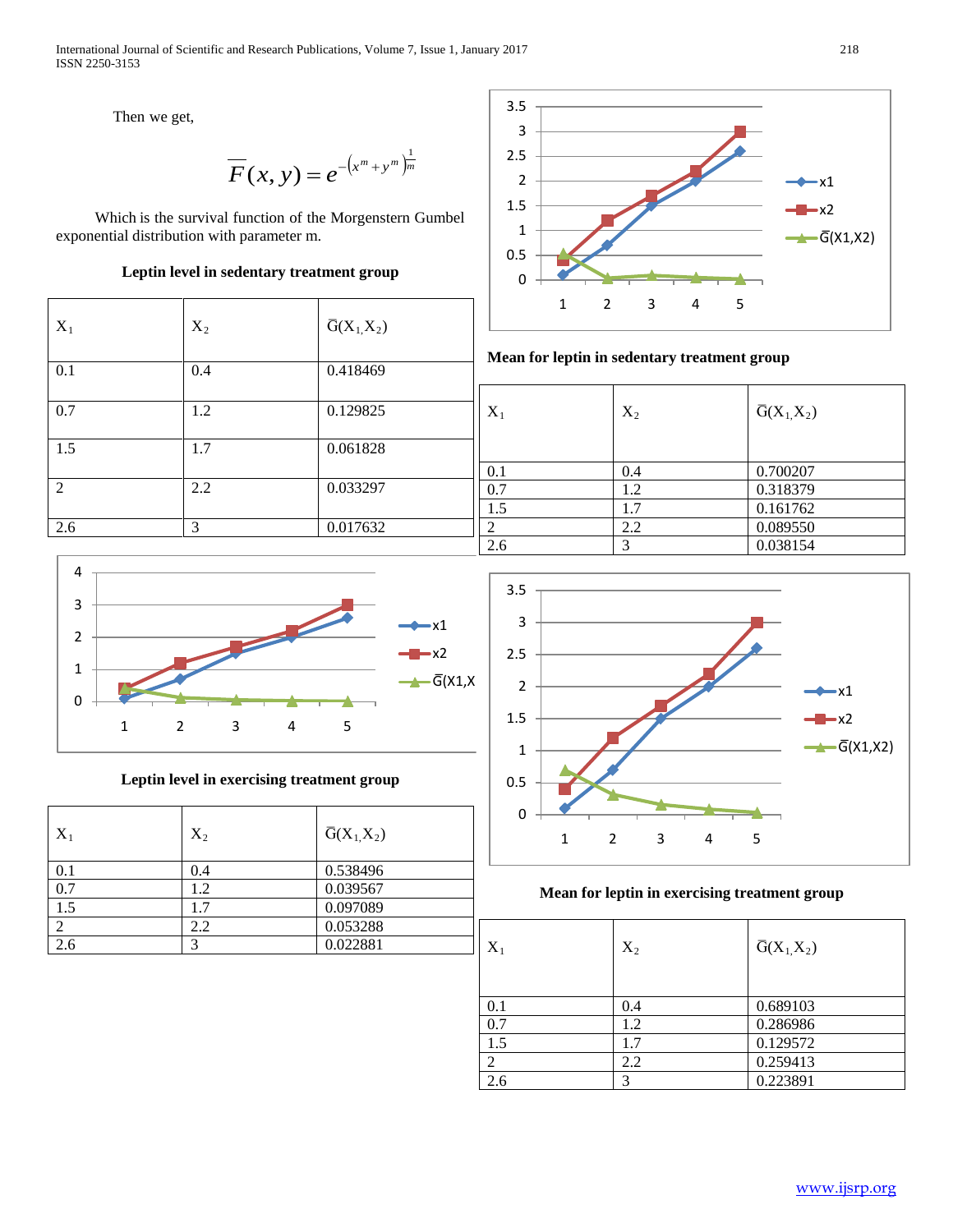Then we get,

$$\overline{F}(x,y) = e^{-\left(x^m + y^m\right)^{\frac{1}{m}}}$$

Which is the survival function of the Morgenstern Gumbel exponential distribution with parameter m.

**Leptin level in sedentary treatment group**

| $X_1$ | $X_2$ | $\bar{G}(X_1, X_2)$ |
|---|---|---|
| 0.1 | 0.4 | 0.418469 |
| 0.7 | 1.2 | 0.129825 |
| 1.5 | 1.7 | 0.061828 |
| 2 | 2.2 | 0.033297 |
| 2.6 | 3 | 0.017632 |

**Mean for leptin in sedentary treatment group**

| $X_1$ | $X_2$ | $\bar{G}(X_1, X_2)$ |
|---|---|---|
| 0.1 | 0.4 | 0.700207 |
| 0.7 | 1.2 | 0.318379 |
| 1.5 | 1.7 | 0.161762 |
| 2 | 2.2 | 0.089550 |
| 2.6 | 3 | 0.038154 |

**Leptin level in exercising treatment group**

| $X_1$ | $X_2$ | $\bar{G}(X_1, X_2)$ |
|---|---|---|
| 0.1 | 0.4 | 0.538496 |
| 0.7 | 1.2 | 0.039567 |
| 1.5 | 1.7 | 0.097089 |
| 2 | 2.2 | 0.053288 |
| 2.6 | 3 | 0.022881 |

**Mean for leptin in exercising treatment group**

| $X_1$ | $X_2$ | $\bar{G}(X_1, X_2)$ |
|---|---|---|
| 0.1 | 0.4 | 0.689103 |
| 0.7 | 1.2 | 0.286986 |
| 1.5 | 1.7 | 0.129572 |
| 2 | 2.2 | 0.259413 |
| 2.6 | 3 | 0.223891 |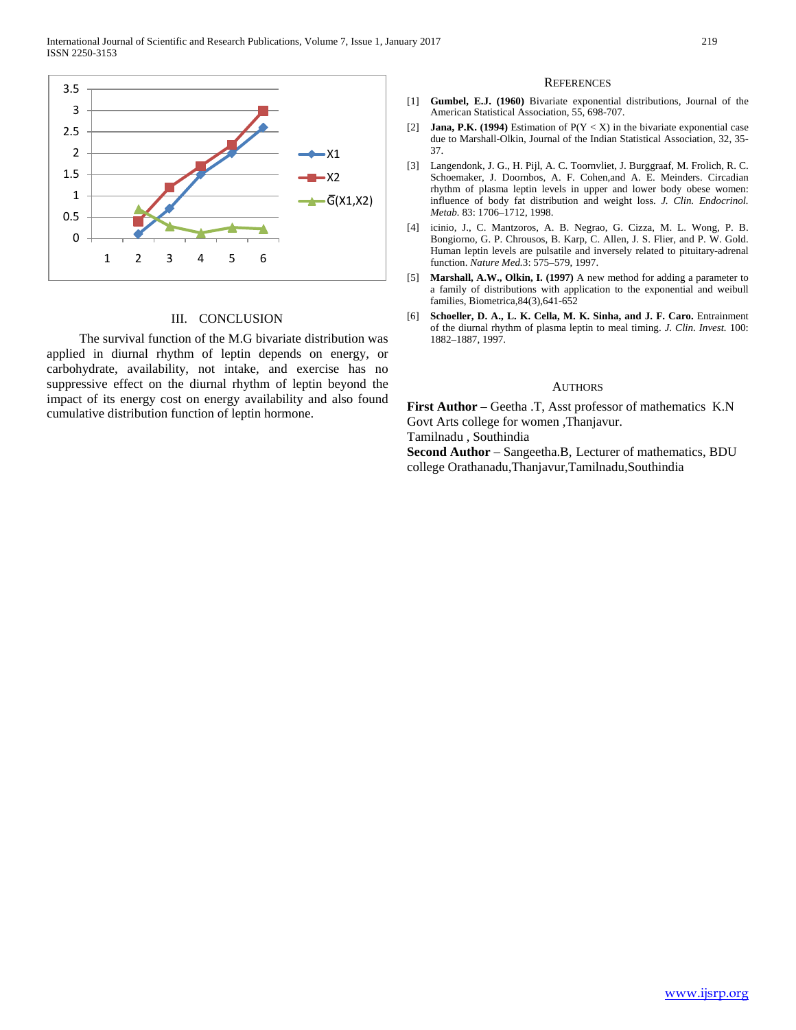3.5
3
2.5
2
1.5
1
0.5
0
1 2 3 4 5 6

X1
X2
$\bar{G}$(X1,X2)

## III. CONCLUSION

The survival function of the M.G bivariate distribution was applied in diurnal rhythm of leptin depends on energy, or carbohydrate, availability, not intake, and exercise has no suppressive effect on the diurnal rhythm of leptin beyond the impact of its energy cost on energy availability and also found cumulative distribution function of leptin hormone.

## REFERENCES

[1] **Gumbel, E.J. (1960)** Bivariate exponential distributions, Journal of the American Statistical Association, 55, 698-707.

[2] **Jana, P.K. (1994)** Estimation of P(Y < X) in the bivariate exponential case due to Marshall-Olkin, Journal of the Indian Statistical Association, 32, 35-37.

[3] Langendonk, J. G., H. Pijl, A. C. Toornvliet, J. Burggraaf, M. Frolich, R. C. Schoemaker, J. Doornbos, A. F. Cohen,and A. E. Meinders. Circadian rhythm of plasma leptin levels in upper and lower body obese women: influence of body fat distribution and weight loss. *J. Clin. Endocrinol. Metab.* 83: 1706–1712, 1998.

[4] icinio, J., C. Mantzoros, A. B. Negrao, G. Cizza, M. L. Wong, P. B. Bongiorno, G. P. Chrousos, B. Karp, C. Allen, J. S. Flier, and P. W. Gold. Human leptin levels are pulsatile and inversely related to pituitary-adrenal function. *Nature Med.*3: 575–579, 1997.

[5] **Marshall, A.W., Olkin, I. (1997)** A new method for adding a parameter to a family of distributions with application to the exponential and weibull families, Biometrica,84(3),641-652

[6] **Schoeller, D. A., L. K. Cella, M. K. Sinha, and J. F. Caro.** Entrainment of the diurnal rhythm of plasma leptin to meal timing. *J. Clin. Invest.* 100: 1882–1887, 1997.

## AUTHORS

**First Author** – Geetha .T, Asst professor of mathematics K.N Govt Arts college for women ,Thanjavur.
Tamilnadu , Southindia

**Second Author** – Sangeetha.B, Lecturer of mathematics, BDU college Orathanadu,Thanjavur,Tamilnadu,Southindia